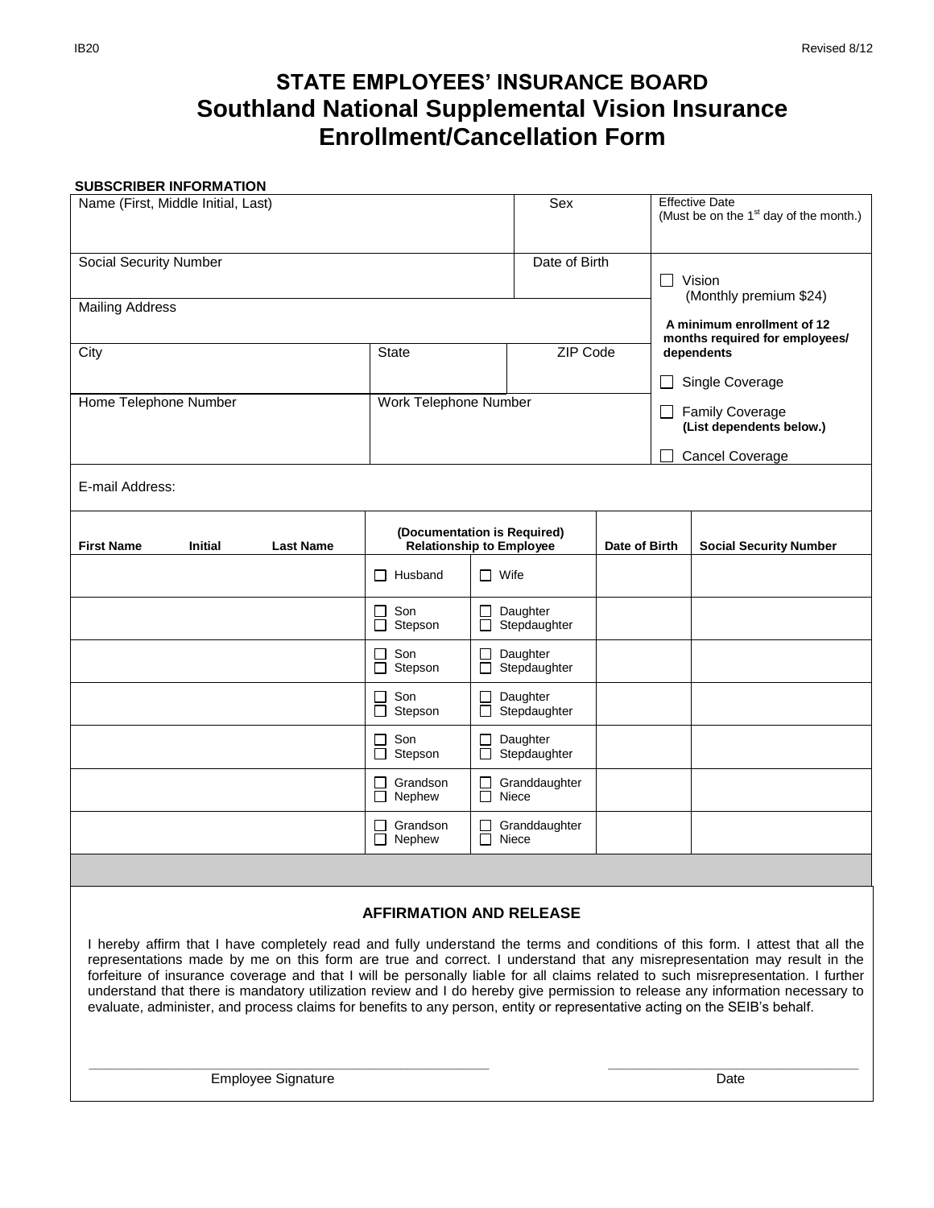# STATE EMPLOYEES' INSURANCE BOARD
## Southland National Supplemental Vision Insurance
## Enrollment/Cancellation Form

**SUBSCRIBER INFORMATION**

| Name (First, Middle Initial, Last) | | Sex | Effective Date (Must be on the 1st day of the month.) |
|---|---|---|---|
| Social Security Number | | Date of Birth | ☐ Vision (Monthly premium $24) |
| Mailing Address | | | **A minimum enrollment of 12 months required for employees/ dependents** |
| City | State | ZIP Code | ☐ Single Coverage |
| Home Telephone Number | Work Telephone Number | | ☐ Family Coverage **(List dependents below.)** ☐ Cancel Coverage |
| E-mail Address: | | | |

| **First Name** **Initial** **Last Name** | **(Documentation is Required) Relationship to Employee** | | **Date of Birth** | **Social Security Number** |
|---|---|---|---|---|
| | ☐ Husband | ☐ Wife | | |
| | ☐ Son ☐ Stepson | ☐ Daughter ☐ Stepdaughter | | |
| | ☐ Son ☐ Stepson | ☐ Daughter ☐ Stepdaughter | | |
| | ☐ Son ☐ Stepson | ☐ Daughter ☐ Stepdaughter | | |
| | ☐ Son ☐ Stepson | ☐ Daughter ☐ Stepdaughter | | |
| | ☐ Grandson ☐ Nephew | ☐ Granddaughter ☐ Niece | | |
| | ☐ Grandson ☐ Nephew | ☐ Granddaughter ☐ Niece | | |

### AFFIRMATION AND RELEASE

I hereby affirm that I have completely read and fully understand the terms and conditions of this form. I attest that all the representations made by me on this form are true and correct. I understand that any misrepresentation may result in the forfeiture of insurance coverage and that I will be personally liable for all claims related to such misrepresentation. I further understand that there is mandatory utilization review and I do hereby give permission to release any information necessary to evaluate, administer, and process claims for benefits to any person, entity or representative acting on the SEIB's behalf.

\_\_\_\_\_\_\_\_\_\_\_\_\_\_\_\_\_\_\_\_\_\_\_\_\_\_\_\_\_\_\_\_\_\_\_\_\_\_\_\_ Employee Signature

\_\_\_\_\_\_\_\_\_\_\_\_\_\_\_\_\_\_\_\_\_\_\_\_\_\_ Date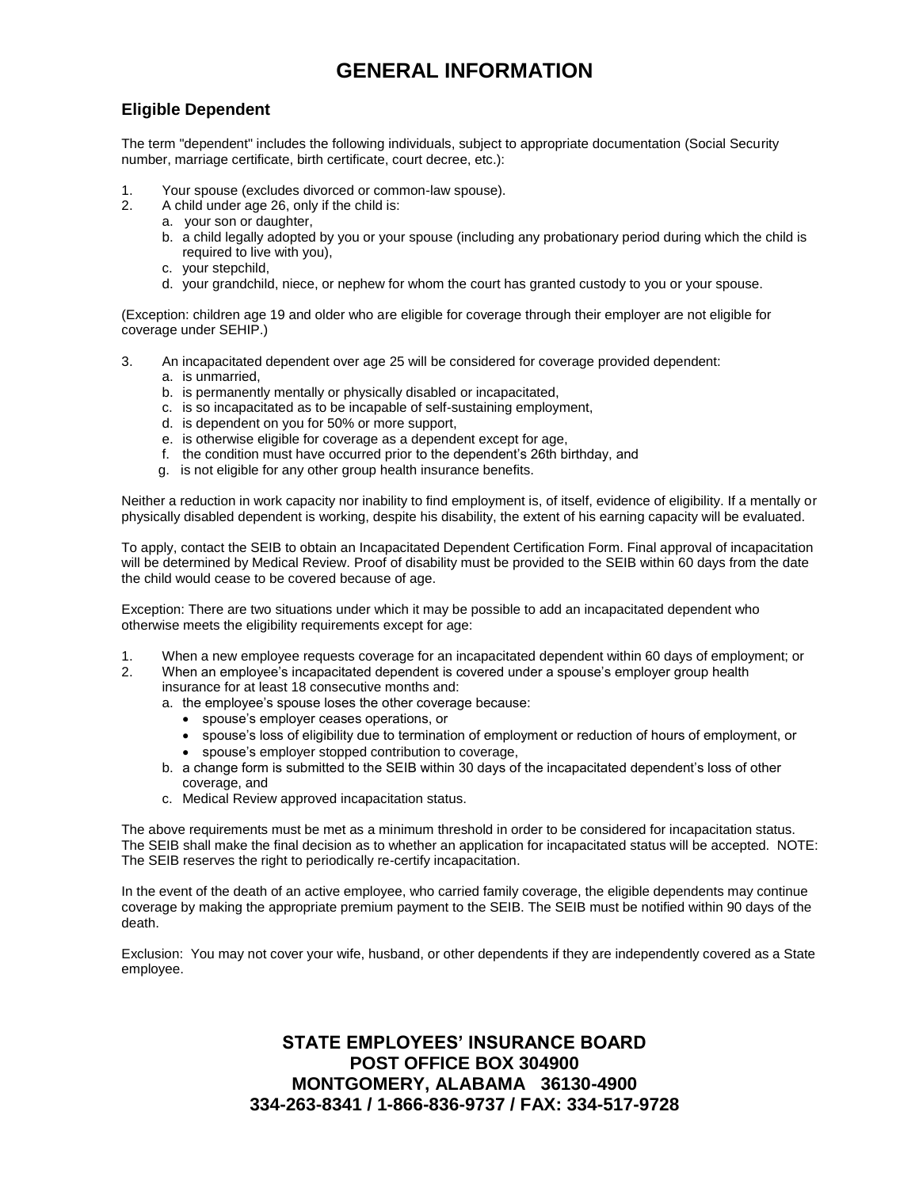# GENERAL INFORMATION

## Eligible Dependent

The term "dependent" includes the following individuals, subject to appropriate documentation (Social Security number, marriage certificate, birth certificate, court decree, etc.):

1. Your spouse (excludes divorced or common-law spouse).
2. A child under age 26, only if the child is:
   a. your son or daughter,
   b. a child legally adopted by you or your spouse (including any probationary period during which the child is required to live with you),
   c. your stepchild,
   d. your grandchild, niece, or nephew for whom the court has granted custody to you or your spouse.

(Exception: children age 19 and older who are eligible for coverage through their employer are not eligible for coverage under SEHIP.)

3. An incapacitated dependent over age 25 will be considered for coverage provided dependent:
   a. is unmarried,
   b. is permanently mentally or physically disabled or incapacitated,
   c. is so incapacitated as to be incapable of self-sustaining employment,
   d. is dependent on you for 50% or more support,
   e. is otherwise eligible for coverage as a dependent except for age,
   f. the condition must have occurred prior to the dependent's 26th birthday, and
   g. is not eligible for any other group health insurance benefits.

Neither a reduction in work capacity nor inability to find employment is, of itself, evidence of eligibility. If a mentally or physically disabled dependent is working, despite his disability, the extent of his earning capacity will be evaluated.

To apply, contact the SEIB to obtain an Incapacitated Dependent Certification Form. Final approval of incapacitation will be determined by Medical Review. Proof of disability must be provided to the SEIB within 60 days from the date the child would cease to be covered because of age.

Exception: There are two situations under which it may be possible to add an incapacitated dependent who otherwise meets the eligibility requirements except for age:

1. When a new employee requests coverage for an incapacitated dependent within 60 days of employment; or
2. When an employee's incapacitated dependent is covered under a spouse's employer group health insurance for at least 18 consecutive months and:
   a. the employee's spouse loses the other coverage because:
      - spouse's employer ceases operations, or
      - spouse's loss of eligibility due to termination of employment or reduction of hours of employment, or
      - spouse's employer stopped contribution to coverage,
   b. a change form is submitted to the SEIB within 30 days of the incapacitated dependent's loss of other coverage, and
   c. Medical Review approved incapacitation status.

The above requirements must be met as a minimum threshold in order to be considered for incapacitation status. The SEIB shall make the final decision as to whether an application for incapacitated status will be accepted. NOTE: The SEIB reserves the right to periodically re-certify incapacitation.

In the event of the death of an active employee, who carried family coverage, the eligible dependents may continue coverage by making the appropriate premium payment to the SEIB. The SEIB must be notified within 90 days of the death.

Exclusion: You may not cover your wife, husband, or other dependents if they are independently covered as a State employee.

**STATE EMPLOYEES' INSURANCE BOARD**
**POST OFFICE BOX 304900**
**MONTGOMERY, ALABAMA 36130-4900**
**334-263-8341 / 1-866-836-9737 / FAX: 334-517-9728**